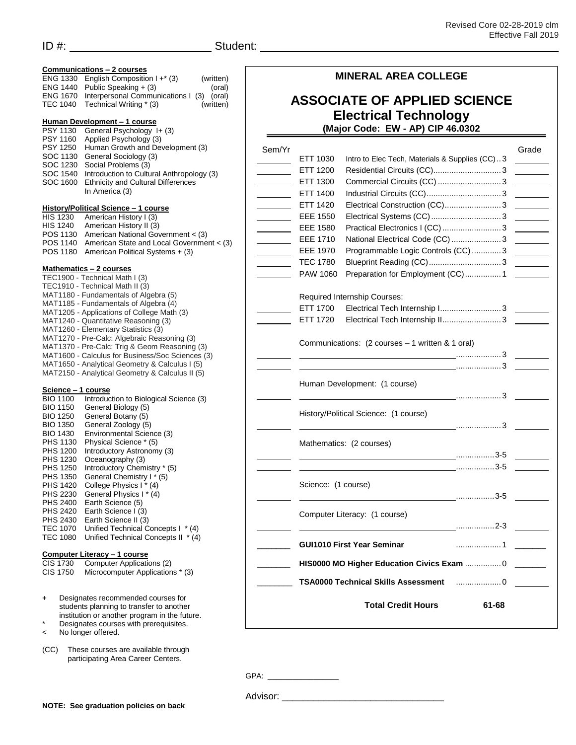Revised Core 02-28-2019 clm
Effective Fall 2019

ID #: ____________________ Student: ______________________________________

# MINERAL AREA COLLEGE

## ASSOCIATE OF APPLIED SCIENCE
## Electrical Technology
**(Major Code: EW - AP) CIP 46.0302**

| Sem/Yr | Course | Title | Credits | Grade |
|---|---|---|---|---|
| | ETT 1030 | Intro to Elec Tech, Materials & Supplies (CC) | 3 | |
| | ETT 1200 | Residential Circuits (CC) | 3 | |
| | ETT 1300 | Commercial Circuits (CC) | 3 | |
| | ETT 1400 | Industrial Circuits (CC) | 3 | |
| | ETT 1420 | Electrical Construction (CC) | 3 | |
| | EEE 1550 | Electrical Systems (CC) | 3 | |
| | EEE 1580 | Practical Electronics I (CC) | 3 | |
| | EEE 1710 | National Electrical Code (CC) | 3 | |
| | EEE 1970 | Programmable Logic Controls (CC) | 3 | |
| | TEC 1780 | Blueprint Reading (CC) | 3 | |
| | PAW 1060 | Preparation for Employment (CC) | 1 | |
| | | **Required Internship Courses:** | | |
| | ETT 1700 | Electrical Tech Internship I | 3 | |
| | ETT 1720 | Electrical Tech Internship II | 3 | |
| | | **Communications: (2 courses – 1 written & 1 oral)** | | |
| | | | 3 | |
| | | | 3 | |
| | | **Human Development: (1 course)** | | |
| | | | 3 | |
| | | **History/Political Science: (1 course)** | | |
| | | | 3 | |
| | | **Mathematics: (2 courses)** | | |
| | | | 3-5 | |
| | | | 3-5 | |
| | | **Science: (1 course)** | | |
| | | | 3-5 | |
| | | **Computer Literacy: (1 course)** | | |
| | | | 2-3 | |
| | | **GUI1010 First Year Seminar** | 1 | |
| | | **HIS0000 MO Higher Education Civics Exam** | 0 | |
| | | **TSA0000 Technical Skills Assessment** | 0 | |
| | | **Total Credit Hours** | **61-68** | |

### Communications – 2 courses
- ENG 1330 English Composition I +* (3) (written)
- ENG 1440 Public Speaking + (3) (oral)
- ENG 1670 Interpersonal Communications I (3) (oral)
- TEC 1040 Technical Writing * (3) (written)

### Human Development – 1 course
- PSY 1130 General Psychology I+ (3)
- PSY 1160 Applied Psychology (3)
- PSY 1250 Human Growth and Development (3)
- SOC 1130 General Sociology (3)
- SOC 1230 Social Problems (3)
- SOC 1540 Introduction to Cultural Anthropology (3)
- SOC 1600 Ethnicity and Cultural Differences In America (3)

### History/Political Science – 1 course
- HIS 1230 American History I (3)
- HIS 1240 American History II (3)
- POS 1130 American National Government < (3)
- POS 1140 American State and Local Government < (3)
- POS 1180 American Political Systems + (3)

### Mathematics – 2 courses
- TEC1900 - Technical Math I (3)
- TEC1910 - Technical Math II (3)
- MAT1180 - Fundamentals of Algebra (5)
- MAT1185 - Fundamentals of Algebra (4)
- MAT1205 - Applications of College Math (3)
- MAT1240 - Quantitative Reasoning (3)
- MAT1260 - Elementary Statistics (3)
- MAT1270 - Pre-Calc: Algebraic Reasoning (3)
- MAT1370 - Pre-Calc: Trig & Geom Reasoning (3)
- MAT1600 - Calculus for Business/Soc Sciences (3)
- MAT1650 - Analytical Geometry & Calculus I (5)
- MAT2150 - Analytical Geometry & Calculus II (5)

### Science – 1 course
- BIO 1100 Introduction to Biological Science (3)
- BIO 1150 General Biology (5)
- BIO 1250 General Botany (5)
- BIO 1350 General Zoology (5)
- BIO 1430 Environmental Science (3)
- PHS 1130 Physical Science * (5)
- PHS 1200 Introductory Astronomy (3)
- PHS 1230 Oceanography (3)
- PHS 1250 Introductory Chemistry * (5)
- PHS 1350 General Chemistry I * (5)
- PHS 1420 College Physics I * (4)
- PHS 2230 General Physics I * (4)
- PHS 2400 Earth Science (5)
- PHS 2420 Earth Science I (3)
- PHS 2430 Earth Science II (3)
- TEC 1070 Unified Technical Concepts I * (4)
- TEC 1080 Unified Technical Concepts II * (4)

### Computer Literacy – 1 course
- CIS 1730 Computer Applications (2)
- CIS 1750 Microcomputer Applications * (3)

+ Designates recommended courses for students planning to transfer to another institution or another program in the future.
* Designates courses with prerequisites.
< No longer offered.

(CC) These courses are available through participating Area Career Centers.

GPA: ______________

Advisor: ______________________________

**NOTE: See graduation policies on back**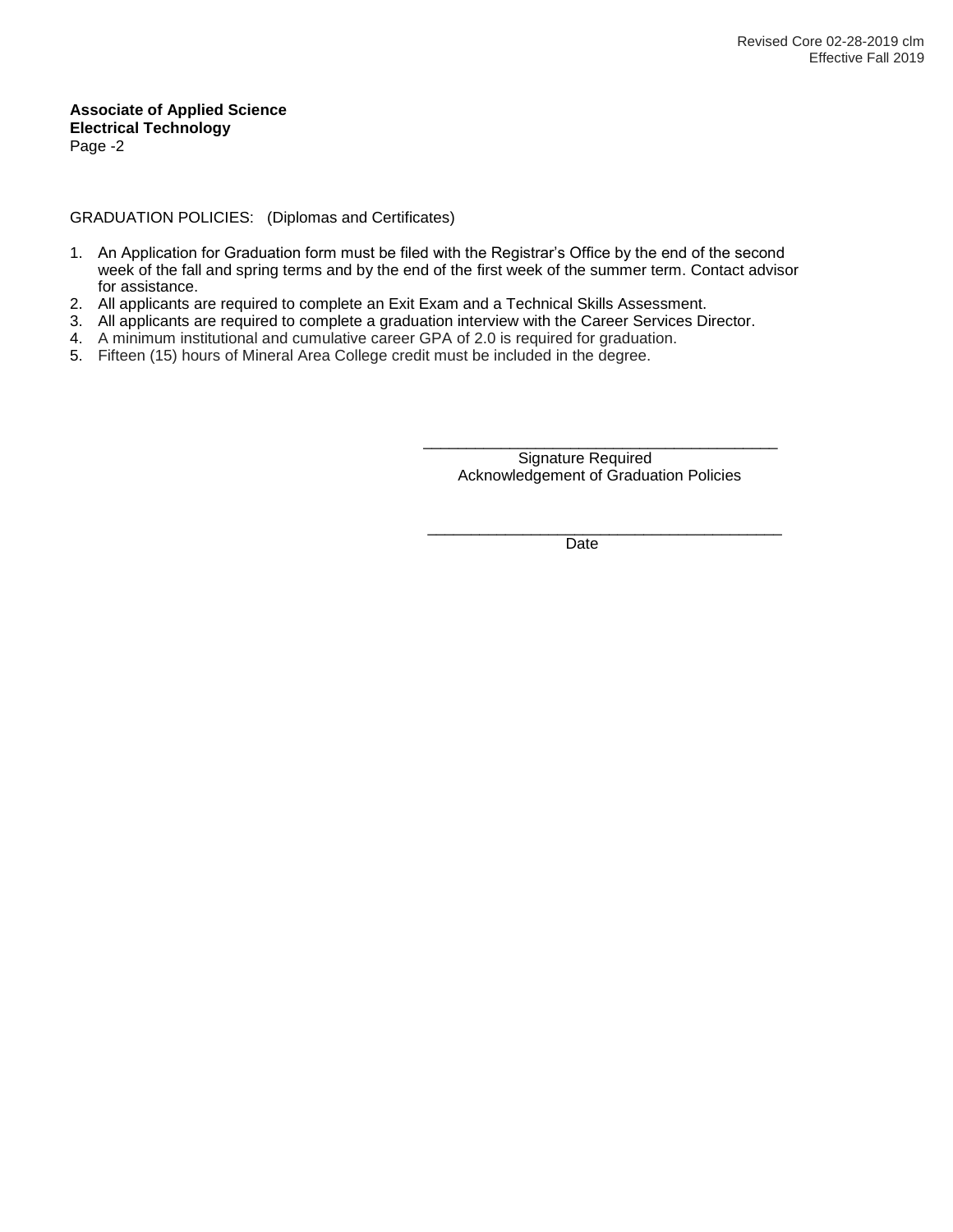**Associate of Applied Science**
**Electrical Technology**
Page -2

GRADUATION POLICIES: (Diplomas and Certificates)

1. An Application for Graduation form must be filed with the Registrar's Office by the end of the second week of the fall and spring terms and by the end of the first week of the summer term. Contact advisor for assistance.
2. All applicants are required to complete an Exit Exam and a Technical Skills Assessment.
3. All applicants are required to complete a graduation interview with the Career Services Director.
4. A minimum institutional and cumulative career GPA of 2.0 is required for graduation.
5. Fifteen (15) hours of Mineral Area College credit must be included in the degree.

\_\_\_\_\_\_\_\_\_\_\_\_\_\_\_\_\_\_\_\_\_\_\_\_\_\_\_\_\_\_\_\_\_\_\_\_\_\_\_\_
Signature Required
Acknowledgement of Graduation Policies

\_\_\_\_\_\_\_\_\_\_\_\_\_\_\_\_\_\_\_\_\_\_\_\_\_\_\_\_\_\_\_\_\_\_\_\_\_\_\_\_
Date